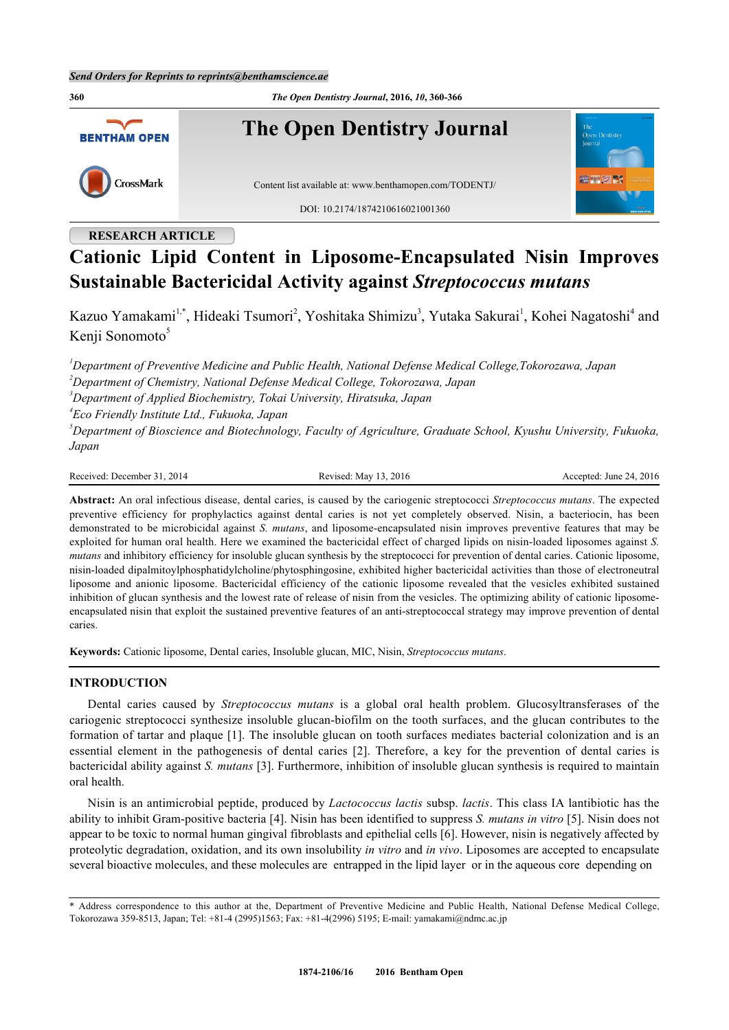RESEARCH ARTICLE

# Cationic Lipid Content in Liposome-Encapsulated Nisin Improves Sustainable Bactericidal Activity against *Streptococcus mutans*

Kazuo Yamakami[1,*], Hideaki Tsumori[2], Yoshitaka Shimizu[3], Yutaka Sakurai[1], Kohei Nagatoshi[4] and Kenji Sonomoto[5]

[1] *Department of Preventive Medicine and Public Health, National Defense Medical College,Tokorozawa, Japan*
[2] *Department of Chemistry, National Defense Medical College, Tokorozawa, Japan*
[3] *Department of Applied Biochemistry, Tokai University, Hiratsuka, Japan*
[4] *Eco Friendly Institute Ltd., Fukuoka, Japan*
[5] *Department of Bioscience and Biotechnology, Faculty of Agriculture, Graduate School, Kyushu University, Fukuoka, Japan*

Received: December 31, 2014 Revised: May 13, 2016 Accepted: June 24, 2016

**Abstract:** An oral infectious disease, dental caries, is caused by the cariogenic streptococci *Streptococcus mutans*. The expected preventive efficiency for prophylactics against dental caries is not yet completely observed. Nisin, a bacteriocin, has been demonstrated to be microbicidal against *S. mutans*, and liposome-encapsulated nisin improves preventive features that may be exploited for human oral health. Here we examined the bactericidal effect of charged lipids on nisin-loaded liposomes against *S. mutans* and inhibitory efficiency for insoluble glucan synthesis by the streptococci for prevention of dental caries. Cationic liposome, nisin-loaded dipalmitoylphosphatidylcholine/phytosphingosine, exhibited higher bactericidal activities than those of electroneutral liposome and anionic liposome. Bactericidal efficiency of the cationic liposome revealed that the vesicles exhibited sustained inhibition of glucan synthesis and the lowest rate of release of nisin from the vesicles. The optimizing ability of cationic liposome-encapsulated nisin that exploit the sustained preventive features of an anti-streptococcal strategy may improve prevention of dental caries.

**Keywords:** Cationic liposome, Dental caries, Insoluble glucan, MIC, Nisin, *Streptococcus mutans*.

## INTRODUCTION

Dental caries caused by *Streptococcus mutans* is a global oral health problem. Glucosyltransferases of the cariogenic streptococci synthesize insoluble glucan-biofilm on the tooth surfaces, and the glucan contributes to the formation of tartar and plaque [1]. The insoluble glucan on tooth surfaces mediates bacterial colonization and is an essential element in the pathogenesis of dental caries [2]. Therefore, a key for the prevention of dental caries is bactericidal ability against *S. mutans* [3]. Furthermore, inhibition of insoluble glucan synthesis is required to maintain oral health.

Nisin is an antimicrobial peptide, produced by *Lactococcus lactis* subsp. *lactis*. This class IA lantibiotic has the ability to inhibit Gram-positive bacteria [4]. Nisin has been identified to suppress *S. mutans in vitro* [5]. Nisin does not appear to be toxic to normal human gingival fibroblasts and epithelial cells [6]. However, nisin is negatively affected by proteolytic degradation, oxidation, and its own insolubility *in vitro* and *in vivo*. Liposomes are accepted to encapsulate several bioactive molecules, and these molecules are entrapped in the lipid layer or in the aqueous core depending on

\* Address correspondence to this author at the, Department of Preventive Medicine and Public Health, National Defense Medical College, Tokorozawa 359-8513, Japan; Tel: +81-4 (2995)1563; Fax: +81-4(2996) 5195; E-mail: yamakami@ndmc.ac.jp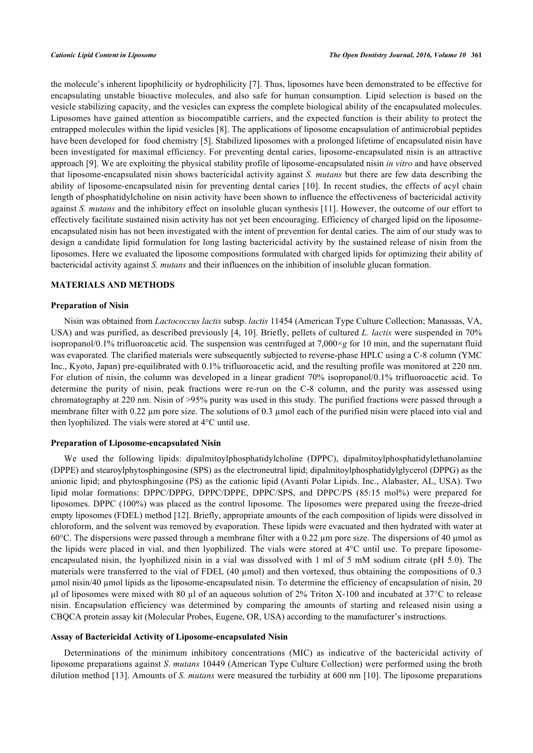the molecule's inherent lipophilicity or hydrophilicity [7]. Thus, liposomes have been demonstrated to be effective for encapsulating unstable bioactive molecules, and also safe for human consumption. Lipid selection is based on the vesicle stabilizing capacity, and the vesicles can express the complete biological ability of the encapsulated molecules. Liposomes have gained attention as biocompatible carriers, and the expected function is their ability to protect the entrapped molecules within the lipid vesicles [8]. The applications of liposome encapsulation of antimicrobial peptides have been developed for food chemistry [5]. Stabilized liposomes with a prolonged lifetime of encapsulated nisin have been investigated for maximal efficiency. For preventing dental caries, liposome-encapsulated nisin is an attractive approach [9]. We are exploiting the physical stability profile of liposome-encapsulated nisin *in vitro* and have observed that liposome-encapsulated nisin shows bactericidal activity against *S. mutans* but there are few data describing the ability of liposome-encapsulated nisin for preventing dental caries [10]. In recent studies, the effects of acyl chain length of phosphatidylcholine on nisin activity have been shown to influence the effectiveness of bactericidal activity against *S. mutans* and the inhibitory effect on insoluble glucan synthesis [11]. However, the outcome of our effort to effectively facilitate sustained nisin activity has not yet been encouraging. Efficiency of charged lipid on the liposome-encapsulated nisin has not been investigated with the intent of prevention for dental caries. The aim of our study was to design a candidate lipid formulation for long lasting bactericidal activity by the sustained release of nisin from the liposomes. Here we evaluated the liposome compositions formulated with charged lipids for optimizing their ability of bactericidal activity against *S. mutans* and their influences on the inhibition of insoluble glucan formation.

## MATERIALS AND METHODS

### Preparation of Nisin

Nisin was obtained from *Lactococcus lactis* subsp. *lactis* 11454 (American Type Culture Collection; Manassas, VA, USA) and was purified, as described previously [4, 10]. Briefly, pellets of cultured *L. lactis* were suspended in 70% isopropanol/0.1% trifluoroacetic acid. The suspension was centrifuged at 7,000×*g* for 10 min, and the supernatant fluid was evaporated. The clarified materials were subsequently subjected to reverse-phase HPLC using a C-8 column (YMC Inc., Kyoto, Japan) pre-equilibrated with 0.1% trifluoroacetic acid, and the resulting profile was monitored at 220 nm. For elution of nisin, the column was developed in a linear gradient 70% isopropanol/0.1% trifluoroacetic acid. To determine the purity of nisin, peak fractions were re-run on the C-8 column, and the purity was assessed using chromatography at 220 nm. Nisin of >95% purity was used in this study. The purified fractions were passed through a membrane filter with 0.22 µm pore size. The solutions of 0.3 µmol each of the purified nisin were placed into vial and then lyophilized. The vials were stored at 4°C until use.

### Preparation of Liposome-encapsulated Nisin

We used the following lipids: dipalmitoylphosphatidylcholine (DPPC), dipalmitoylphosphatidylethanolamine (DPPE) and stearoylphytosphingosine (SPS) as the electroneutral lipid; dipalmitoylphosphatidylglycerol (DPPG) as the anionic lipid; and phytosphingosine (PS) as the cationic lipid (Avanti Polar Lipids. Inc., Alabaster, AL, USA). Two lipid molar formations: DPPC/DPPG, DPPC/DPPE, DPPC/SPS, and DPPC/PS (85:15 mol%) were prepared for liposomes. DPPC (100%) was placed as the control liposome. The liposomes were prepared using the freeze-dried empty liposomes (FDEL) method [12]. Briefly, appropriate amounts of the each composition of lipids were dissolved in chloroform, and the solvent was removed by evaporation. These lipids were evacuated and then hydrated with water at 60°C. The dispersions were passed through a membrane filter with a 0.22 µm pore size. The dispersions of 40 µmol as the lipids were placed in vial, and then lyophilized. The vials were stored at 4°C until use. To prepare liposome-encapsulated nisin, the lyophilized nisin in a vial was dissolved with 1 ml of 5 mM sodium citrate (pH 5.0). The materials were transferred to the vial of FDEL (40 µmol) and then vortexed, thus obtaining the compositions of 0.3 µmol nisin/40 µmol lipids as the liposome-encapsulated nisin. To determine the efficiency of encapsulation of nisin, 20 µl of liposomes were mixed with 80 µl of an aqueous solution of 2% Triton X-100 and incubated at 37°C to release nisin. Encapsulation efficiency was determined by comparing the amounts of starting and released nisin using a CBQCA protein assay kit (Molecular Probes, Eugene, OR, USA) according to the manufacturer's instructions.

### Assay of Bactericidal Activity of Liposome-encapsulated Nisin

Determinations of the minimum inhibitory concentrations (MIC) as indicative of the bactericidal activity of liposome preparations against *S. mutans* 10449 (American Type Culture Collection) were performed using the broth dilution method [13]. Amounts of *S. mutans* were measured the turbidity at 600 nm [10]. The liposome preparations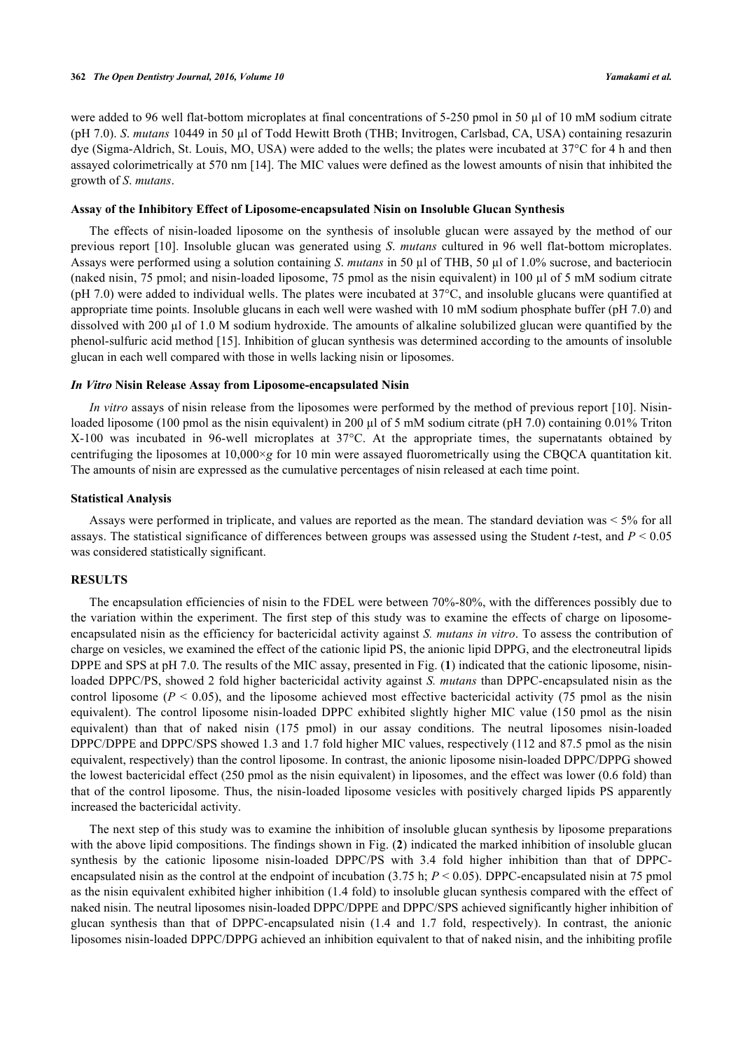were added to 96 well flat-bottom microplates at final concentrations of 5-250 pmol in 50 µl of 10 mM sodium citrate (pH 7.0). *S. mutans* 10449 in 50 µl of Todd Hewitt Broth (THB; Invitrogen, Carlsbad, CA, USA) containing resazurin dye (Sigma-Aldrich, St. Louis, MO, USA) were added to the wells; the plates were incubated at 37°C for 4 h and then assayed colorimetrically at 570 nm [14]. The MIC values were defined as the lowest amounts of nisin that inhibited the growth of *S. mutans*.

### Assay of the Inhibitory Effect of Liposome-encapsulated Nisin on Insoluble Glucan Synthesis

The effects of nisin-loaded liposome on the synthesis of insoluble glucan were assayed by the method of our previous report [10]. Insoluble glucan was generated using *S. mutans* cultured in 96 well flat-bottom microplates. Assays were performed using a solution containing *S. mutans* in 50 µl of THB, 50 µl of 1.0% sucrose, and bacteriocin (naked nisin, 75 pmol; and nisin-loaded liposome, 75 pmol as the nisin equivalent) in 100 µl of 5 mM sodium citrate (pH 7.0) were added to individual wells. The plates were incubated at 37°C, and insoluble glucans were quantified at appropriate time points. Insoluble glucans in each well were washed with 10 mM sodium phosphate buffer (pH 7.0) and dissolved with 200 µl of 1.0 M sodium hydroxide. The amounts of alkaline solubilized glucan were quantified by the phenol-sulfuric acid method [15]. Inhibition of glucan synthesis was determined according to the amounts of insoluble glucan in each well compared with those in wells lacking nisin or liposomes.

### *In Vitro* Nisin Release Assay from Liposome-encapsulated Nisin

*In vitro* assays of nisin release from the liposomes were performed by the method of previous report [10]. Nisin-loaded liposome (100 pmol as the nisin equivalent) in 200 µl of 5 mM sodium citrate (pH 7.0) containing 0.01% Triton X-100 was incubated in 96-well microplates at 37°C. At the appropriate times, the supernatants obtained by centrifuging the liposomes at 10,000×*g* for 10 min were assayed fluorometrically using the CBQCA quantitation kit. The amounts of nisin are expressed as the cumulative percentages of nisin released at each time point.

### Statistical Analysis

Assays were performed in triplicate, and values are reported as the mean. The standard deviation was < 5% for all assays. The statistical significance of differences between groups was assessed using the Student *t*-test, and $P < 0.05$ was considered statistically significant.

## RESULTS

The encapsulation efficiencies of nisin to the FDEL were between 70%-80%, with the differences possibly due to the variation within the experiment. The first step of this study was to examine the effects of charge on liposome-encapsulated nisin as the efficiency for bactericidal activity against *S. mutans in vitro*. To assess the contribution of charge on vesicles, we examined the effect of the cationic lipid PS, the anionic lipid DPPG, and the electroneutral lipids DPPE and SPS at pH 7.0. The results of the MIC assay, presented in Fig. (**1**) indicated that the cationic liposome, nisin-loaded DPPC/PS, showed 2 fold higher bactericidal activity against *S. mutans* than DPPC-encapsulated nisin as the control liposome ($P < 0.05$), and the liposome achieved most effective bactericidal activity (75 pmol as the nisin equivalent). The control liposome nisin-loaded DPPC exhibited slightly higher MIC value (150 pmol as the nisin equivalent) than that of naked nisin (175 pmol) in our assay conditions. The neutral liposomes nisin-loaded DPPC/DPPE and DPPC/SPS showed 1.3 and 1.7 fold higher MIC values, respectively (112 and 87.5 pmol as the nisin equivalent, respectively) than the control liposome. In contrast, the anionic liposome nisin-loaded DPPC/DPPG showed the lowest bactericidal effect (250 pmol as the nisin equivalent) in liposomes, and the effect was lower (0.6 fold) than that of the control liposome. Thus, the nisin-loaded liposome vesicles with positively charged lipids PS apparently increased the bactericidal activity.

The next step of this study was to examine the inhibition of insoluble glucan synthesis by liposome preparations with the above lipid compositions. The findings shown in Fig. (**2**) indicated the marked inhibition of insoluble glucan synthesis by the cationic liposome nisin-loaded DPPC/PS with 3.4 fold higher inhibition than that of DPPC-encapsulated nisin as the control at the endpoint of incubation (3.75 h; $P < 0.05$). DPPC-encapsulated nisin at 75 pmol as the nisin equivalent exhibited higher inhibition (1.4 fold) to insoluble glucan synthesis compared with the effect of naked nisin. The neutral liposomes nisin-loaded DPPC/DPPE and DPPC/SPS achieved significantly higher inhibition of glucan synthesis than that of DPPC-encapsulated nisin (1.4 and 1.7 fold, respectively). In contrast, the anionic liposomes nisin-loaded DPPC/DPPG achieved an inhibition equivalent to that of naked nisin, and the inhibiting profile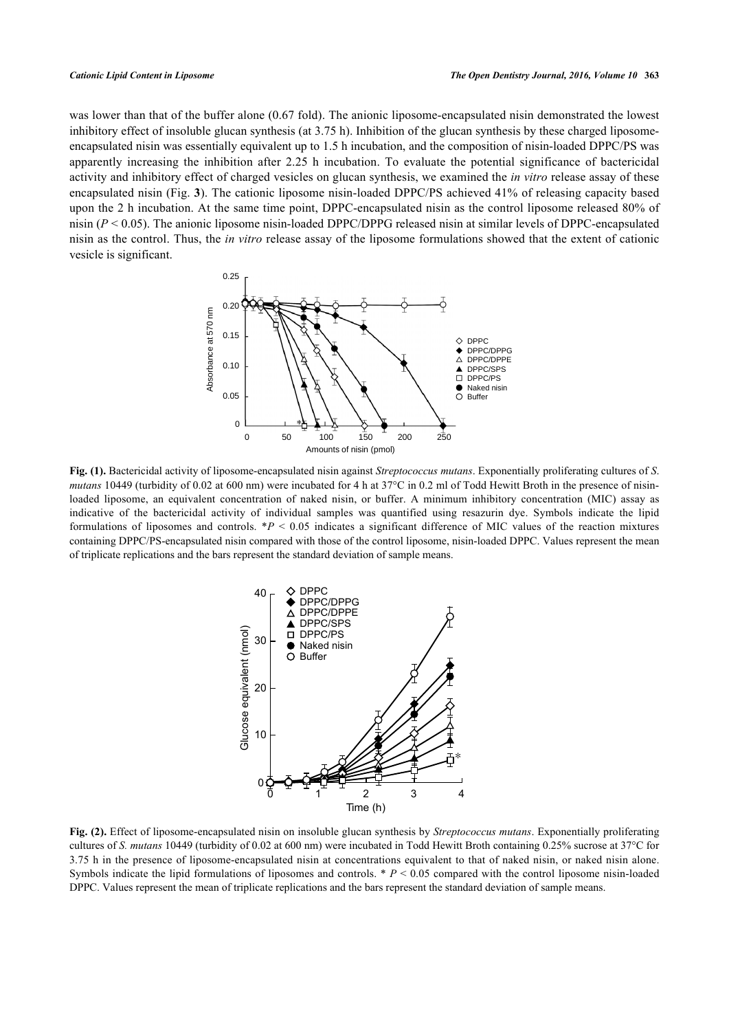was lower than that of the buffer alone (0.67 fold). The anionic liposome-encapsulated nisin demonstrated the lowest inhibitory effect of insoluble glucan synthesis (at 3.75 h). Inhibition of the glucan synthesis by these charged liposome-encapsulated nisin was essentially equivalent up to 1.5 h incubation, and the composition of nisin-loaded DPPC/PS was apparently increasing the inhibition after 2.25 h incubation. To evaluate the potential significance of bactericidal activity and inhibitory effect of charged vesicles on glucan synthesis, we examined the *in vitro* release assay of these encapsulated nisin (Fig. **3**). The cationic liposome nisin-loaded DPPC/PS achieved 41% of releasing capacity based upon the 2 h incubation. At the same time point, DPPC-encapsulated nisin as the control liposome released 80% of nisin ($P < 0.05$). The anionic liposome nisin-loaded DPPC/DPPG released nisin at similar levels of DPPC-encapsulated nisin as the control. Thus, the *in vitro* release assay of the liposome formulations showed that the extent of cationic vesicle is significant.

**Fig. (1).** Bactericidal activity of liposome-encapsulated nisin against *Streptococcus mutans*. Exponentially proliferating cultures of *S. mutans* 10449 (turbidity of 0.02 at 600 nm) were incubated for 4 h at 37°C in 0.2 ml of Todd Hewitt Broth in the presence of nisin-loaded liposome, an equivalent concentration of naked nisin, or buffer. A minimum inhibitory concentration (MIC) assay as indicative of the bactericidal activity of individual samples was quantified using resazurin dye. Symbols indicate the lipid formulations of liposomes and controls. *$P < 0.05$ indicates a significant difference of MIC values of the reaction mixtures containing DPPC/PS-encapsulated nisin compared with those of the control liposome, nisin-loaded DPPC. Values represent the mean of triplicate replications and the bars represent the standard deviation of sample means.

**Fig. (2).** Effect of liposome-encapsulated nisin on insoluble glucan synthesis by *Streptococcus mutans*. Exponentially proliferating cultures of *S. mutans* 10449 (turbidity of 0.02 at 600 nm) were incubated in Todd Hewitt Broth containing 0.25% sucrose at 37°C for 3.75 h in the presence of liposome-encapsulated nisin at concentrations equivalent to that of naked nisin, or naked nisin alone. Symbols indicate the lipid formulations of liposomes and controls. * $P < 0.05$ compared with the control liposome nisin-loaded DPPC. Values represent the mean of triplicate replications and the bars represent the standard deviation of sample means.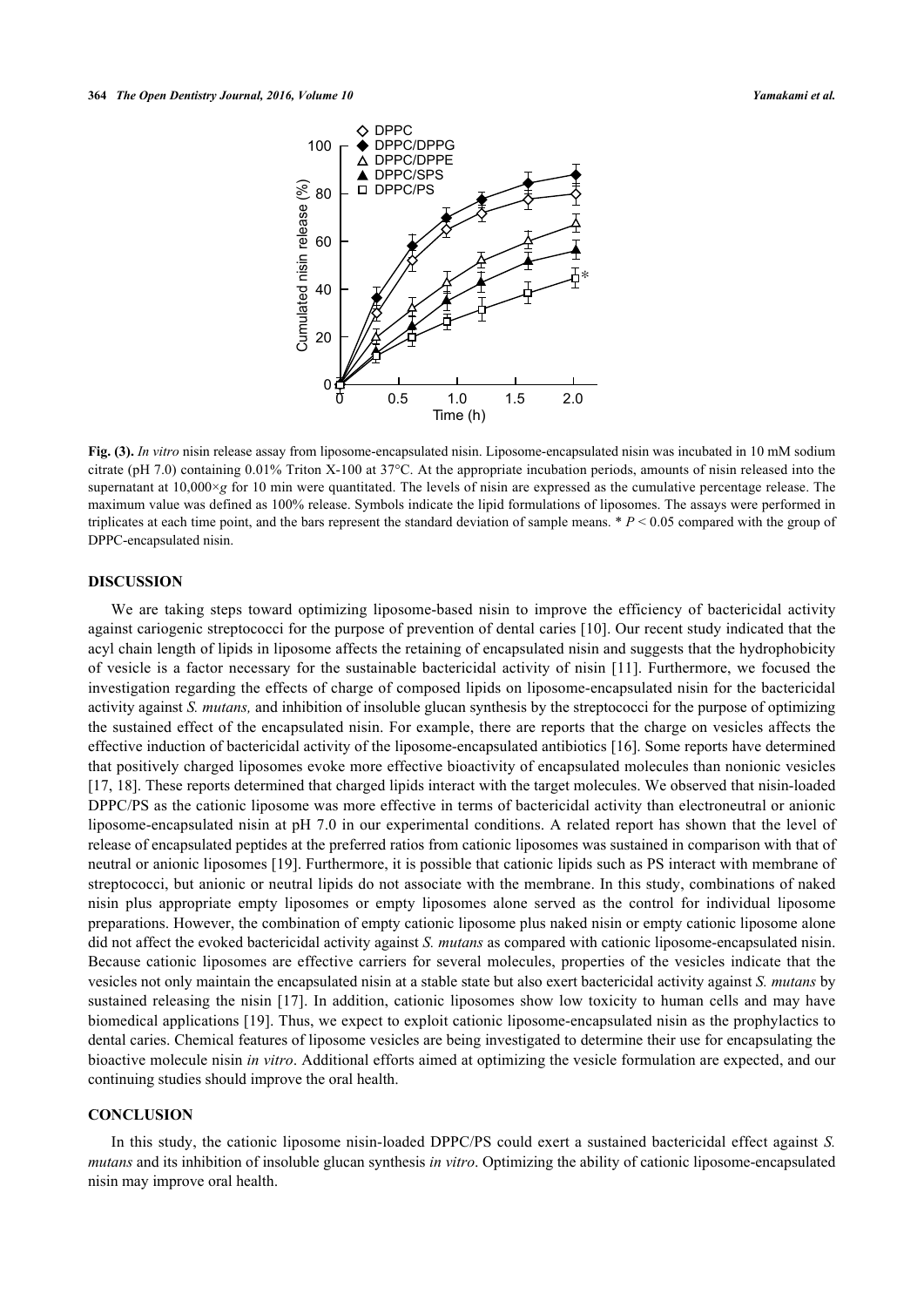**Fig. (3).** *In vitro* nisin release assay from liposome-encapsulated nisin. Liposome-encapsulated nisin was incubated in 10 mM sodium citrate (pH 7.0) containing 0.01% Triton X-100 at 37°C. At the appropriate incubation periods, amounts of nisin released into the supernatant at 10,000×*g* for 10 min were quantitated. The levels of nisin are expressed as the cumulative percentage release. The maximum value was defined as 100% release. Symbols indicate the lipid formulations of liposomes. The assays were performed in triplicates at each time point, and the bars represent the standard deviation of sample means. * $P < 0.05$ compared with the group of DPPC-encapsulated nisin.

## DISCUSSION

We are taking steps toward optimizing liposome-based nisin to improve the efficiency of bactericidal activity against cariogenic streptococci for the purpose of prevention of dental caries [10]. Our recent study indicated that the acyl chain length of lipids in liposome affects the retaining of encapsulated nisin and suggests that the hydrophobicity of vesicle is a factor necessary for the sustainable bactericidal activity of nisin [11]. Furthermore, we focused the investigation regarding the effects of charge of composed lipids on liposome-encapsulated nisin for the bactericidal activity against *S. mutans,* and inhibition of insoluble glucan synthesis by the streptococci for the purpose of optimizing the sustained effect of the encapsulated nisin. For example, there are reports that the charge on vesicles affects the effective induction of bactericidal activity of the liposome-encapsulated antibiotics [16]. Some reports have determined that positively charged liposomes evoke more effective bioactivity of encapsulated molecules than nonionic vesicles [17, 18]. These reports determined that charged lipids interact with the target molecules. We observed that nisin-loaded DPPC/PS as the cationic liposome was more effective in terms of bactericidal activity than electroneutral or anionic liposome-encapsulated nisin at pH 7.0 in our experimental conditions. A related report has shown that the level of release of encapsulated peptides at the preferred ratios from cationic liposomes was sustained in comparison with that of neutral or anionic liposomes [19]. Furthermore, it is possible that cationic lipids such as PS interact with membrane of streptococci, but anionic or neutral lipids do not associate with the membrane. In this study, combinations of naked nisin plus appropriate empty liposomes or empty liposomes alone served as the control for individual liposome preparations. However, the combination of empty cationic liposome plus naked nisin or empty cationic liposome alone did not affect the evoked bactericidal activity against *S. mutans* as compared with cationic liposome-encapsulated nisin. Because cationic liposomes are effective carriers for several molecules, properties of the vesicles indicate that the vesicles not only maintain the encapsulated nisin at a stable state but also exert bactericidal activity against *S. mutans* by sustained releasing the nisin [17]. In addition, cationic liposomes show low toxicity to human cells and may have biomedical applications [19]. Thus, we expect to exploit cationic liposome-encapsulated nisin as the prophylactics to dental caries. Chemical features of liposome vesicles are being investigated to determine their use for encapsulating the bioactive molecule nisin *in vitro*. Additional efforts aimed at optimizing the vesicle formulation are expected, and our continuing studies should improve the oral health.

## CONCLUSION

In this study, the cationic liposome nisin-loaded DPPC/PS could exert a sustained bactericidal effect against *S. mutans* and its inhibition of insoluble glucan synthesis *in vitro*. Optimizing the ability of cationic liposome-encapsulated nisin may improve oral health.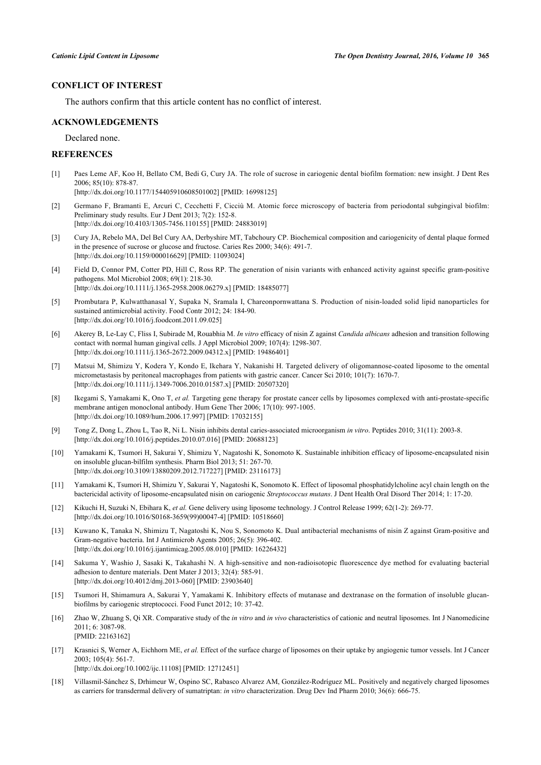## CONFLICT OF INTEREST

The authors confirm that this article content has no conflict of interest.

## ACKNOWLEDGEMENTS

Declared none.

## REFERENCES

[1] Paes Leme AF, Koo H, Bellato CM, Bedi G, Cury JA. The role of sucrose in cariogenic dental biofilm formation: new insight. J Dent Res 2006; 85(10): 878-87.
[http://dx.doi.org/10.1177/154405910608501002] [PMID: 16998125]

[2] Germano F, Bramanti E, Arcuri C, Cecchetti F, Cicciù M. Atomic force microscopy of bacteria from periodontal subgingival biofilm: Preliminary study results. Eur J Dent 2013; 7(2): 152-8.
[http://dx.doi.org/10.4103/1305-7456.110155] [PMID: 24883019]

[3] Cury JA, Rebelo MA, Del Bel Cury AA, Derbyshire MT, Tabchoury CP. Biochemical composition and cariogenicity of dental plaque formed in the presence of sucrose or glucose and fructose. Caries Res 2000; 34(6): 491-7.
[http://dx.doi.org/10.1159/000016629] [PMID: 11093024]

[4] Field D, Connor PM, Cotter PD, Hill C, Ross RP. The generation of nisin variants with enhanced activity against specific gram-positive pathogens. Mol Microbiol 2008; 69(1): 218-30.
[http://dx.doi.org/10.1111/j.1365-2958.2008.06279.x] [PMID: 18485077]

[5] Prombutara P, Kulwatthanasal Y, Supaka N, Sramala I, Chareonpornwattana S. Production of nisin-loaded solid lipid nanoparticles for sustained antimicrobial activity. Food Contr 2012; 24: 184-90.
[http://dx.doi.org/10.1016/j.foodcont.2011.09.025]

[6] Akerey B, Le-Lay C, Fliss I, Subirade M, Rouabhia M. *In vitro* efficacy of nisin Z against *Candida albicans* adhesion and transition following contact with normal human gingival cells. J Appl Microbiol 2009; 107(4): 1298-307.
[http://dx.doi.org/10.1111/j.1365-2672.2009.04312.x] [PMID: 19486401]

[7] Matsui M, Shimizu Y, Kodera Y, Kondo E, Ikehara Y, Nakanishi H. Targeted delivery of oligomannose-coated liposome to the omental micrometastasis by peritoneal macrophages from patients with gastric cancer. Cancer Sci 2010; 101(7): 1670-7.
[http://dx.doi.org/10.1111/j.1349-7006.2010.01587.x] [PMID: 20507320]

[8] Ikegami S, Yamakami K, Ono T, *et al.* Targeting gene therapy for prostate cancer cells by liposomes complexed with anti-prostate-specific membrane antigen monoclonal antibody. Hum Gene Ther 2006; 17(10): 997-1005.
[http://dx.doi.org/10.1089/hum.2006.17.997] [PMID: 17032155]

[9] Tong Z, Dong L, Zhou L, Tao R, Ni L. Nisin inhibits dental caries-associated microorganism *in vitro*. Peptides 2010; 31(11): 2003-8.
[http://dx.doi.org/10.1016/j.peptides.2010.07.016] [PMID: 20688123]

[10] Yamakami K, Tsumori H, Sakurai Y, Shimizu Y, Nagatoshi K, Sonomoto K. Sustainable inhibition efficacy of liposome-encapsulated nisin on insoluble glucan-bilfilm synthesis. Pharm Biol 2013; 51: 267-70.
[http://dx.doi.org/10.3109/13880209.2012.717227] [PMID: 23116173]

[11] Yamakami K, Tsumori H, Shimizu Y, Sakurai Y, Nagatoshi K, Sonomoto K. Effect of liposomal phosphatidylcholine acyl chain length on the bactericidal activity of liposome-encapsulated nisin on cariogenic *Streptococcus mutans*. J Dent Health Oral Disord Ther 2014; 1: 17-20.

[12] Kikuchi H, Suzuki N, Ebihara K, *et al.* Gene delivery using liposome technology. J Control Release 1999; 62(1-2): 269-77.
[http://dx.doi.org/10.1016/S0168-3659(99)00047-4] [PMID: 10518660]

[13] Kuwano K, Tanaka N, Shimizu T, Nagatoshi K, Nou S, Sonomoto K. Dual antibacterial mechanisms of nisin Z against Gram-positive and Gram-negative bacteria. Int J Antimicrob Agents 2005; 26(5): 396-402.
[http://dx.doi.org/10.1016/j.ijantimicag.2005.08.010] [PMID: 16226432]

[14] Sakuma Y, Washio J, Sasaki K, Takahashi N. A high-sensitive and non-radioisotopic fluorescence dye method for evaluating bacterial adhesion to denture materials. Dent Mater J 2013; 32(4): 585-91.
[http://dx.doi.org/10.4012/dmj.2013-060] [PMID: 23903640]

[15] Tsumori H, Shimamura A, Sakurai Y, Yamakami K. Inhibitory effects of mutanase and dextranase on the formation of insoluble glucan-biofilms by cariogenic streptococci. Food Funct 2012; 10: 37-42.

[16] Zhao W, Zhuang S, Qi XR. Comparative study of the *in vitro* and *in vivo* characteristics of cationic and neutral liposomes. Int J Nanomedicine 2011; 6: 3087-98.
[PMID: 22163162]

[17] Krasnici S, Werner A, Eichhorn ME, *et al.* Effect of the surface charge of liposomes on their uptake by angiogenic tumor vessels. Int J Cancer 2003; 105(4): 561-7.
[http://dx.doi.org/10.1002/ijc.11108] [PMID: 12712451]

[18] Villasmil-Sánchez S, Drhimeur W, Ospino SC, Rabasco Alvarez AM, González-Rodríguez ML. Positively and negatively charged liposomes as carriers for transdermal delivery of sumatriptan: *in vitro* characterization. Drug Dev Ind Pharm 2010; 36(6): 666-75.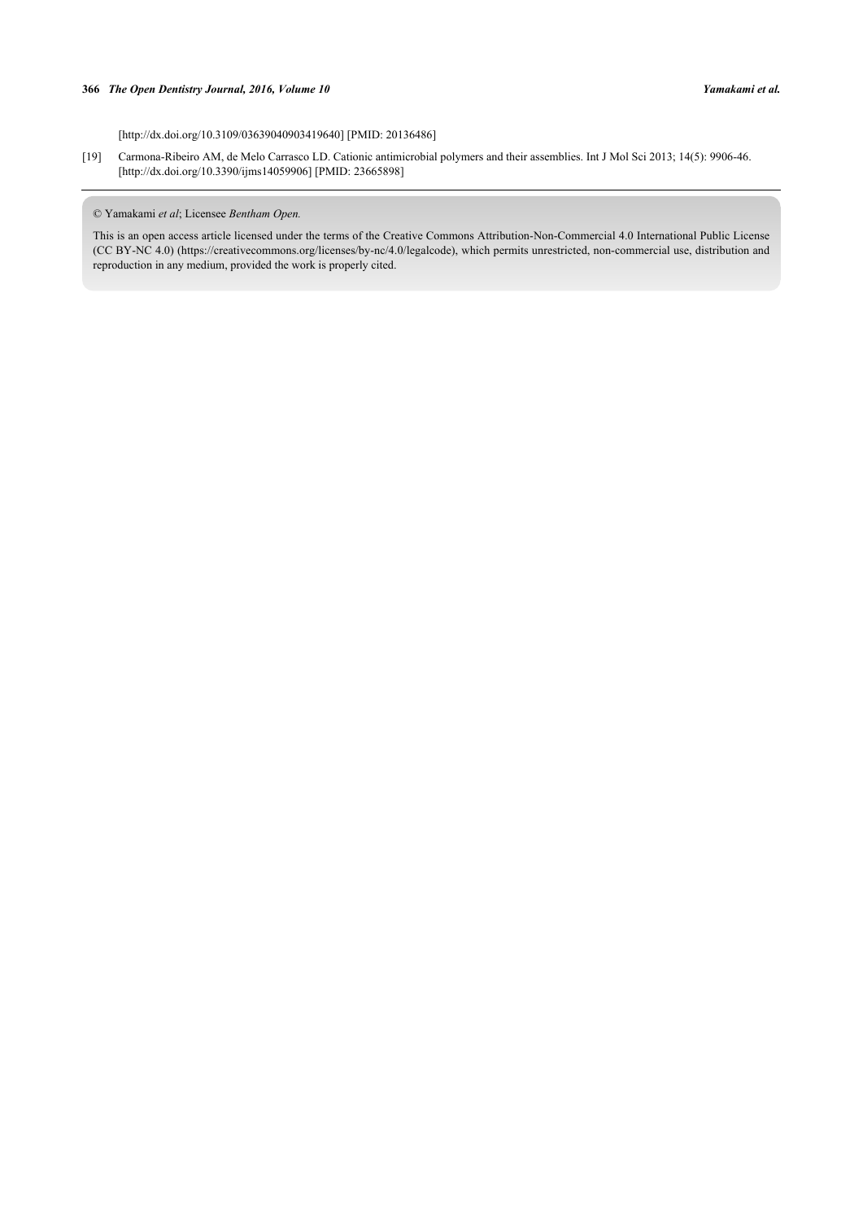[http://dx.doi.org/10.3109/03639040903419640] [PMID: 20136486]

[19] Carmona-Ribeiro AM, de Melo Carrasco LD. Cationic antimicrobial polymers and their assemblies. Int J Mol Sci 2013; 14(5): 9906-46. [http://dx.doi.org/10.3390/ijms14059906] [PMID: 23665898]

---

© Yamakami *et al*; Licensee *Bentham Open.*

This is an open access article licensed under the terms of the Creative Commons Attribution-Non-Commercial 4.0 International Public License (CC BY-NC 4.0) (https://creativecommons.org/licenses/by-nc/4.0/legalcode), which permits unrestricted, non-commercial use, distribution and reproduction in any medium, provided the work is properly cited.